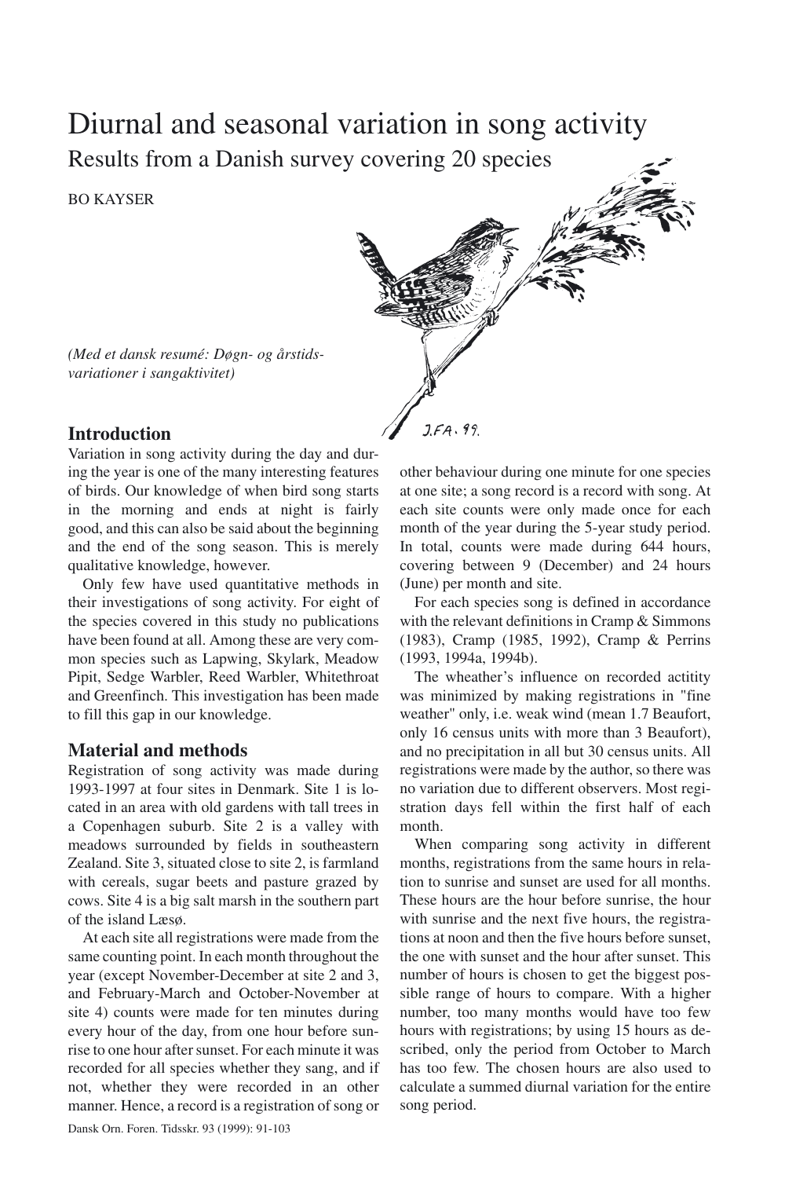# Diurnal and seasonal variation in song activity

## Results from a Danish survey covering 20 species

BO KAYSER

*(Med et dansk resumé: Døgn- og årstids-variationer i sangaktivitet)*

## Introduction

Variation in song activity during the day and during the year is one of the many interesting features of birds. Our knowledge of when bird song starts in the morning and ends at night is fairly good, and this can also be said about the beginning and the end of the song season. This is merely qualitative knowledge, however.

Only few have used quantitative methods in their investigations of song activity. For eight of the species covered in this study no publications have been found at all. Among these are very common species such as Lapwing, Skylark, Meadow Pipit, Sedge Warbler, Reed Warbler, Whitethroat and Greenfinch. This investigation has been made to fill this gap in our knowledge.

## Material and methods

Registration of song activity was made during 1993-1997 at four sites in Denmark. Site 1 is located in an area with old gardens with tall trees in a Copenhagen suburb. Site 2 is a valley with meadows surrounded by fields in southeastern Zealand. Site 3, situated close to site 2, is farmland with cereals, sugar beets and pasture grazed by cows. Site 4 is a big salt marsh in the southern part of the island Læsø.

At each site all registrations were made from the same counting point. In each month throughout the year (except November-December at site 2 and 3, and February-March and October-November at site 4) counts were made for ten minutes during every hour of the day, from one hour before sunrise to one hour after sunset. For each minute it was recorded for all species whether they sang, and if not, whether they were recorded in an other manner. Hence, a record is a registration of song or other behaviour during one minute for one species at one site; a song record is a record with song. At each site counts were only made once for each month of the year during the 5-year study period. In total, counts were made during 644 hours, covering between 9 (December) and 24 hours (June) per month and site.

For each species song is defined in accordance with the relevant definitions in Cramp & Simmons (1983), Cramp (1985, 1992), Cramp & Perrins (1993, 1994a, 1994b).

The wheather's influence on recorded actitity was minimized by making registrations in "fine weather" only, i.e. weak wind (mean 1.7 Beaufort, only 16 census units with more than 3 Beaufort), and no precipitation in all but 30 census units. All registrations were made by the author, so there was no variation due to different observers. Most registration days fell within the first half of each month.

When comparing song activity in different months, registrations from the same hours in relation to sunrise and sunset are used for all months. These hours are the hour before sunrise, the hour with sunrise and the next five hours, the registrations at noon and then the five hours before sunset, the one with sunset and the hour after sunset. This number of hours is chosen to get the biggest possible range of hours to compare. With a higher number, too many months would have too few hours with registrations; by using 15 hours as described, only the period from October to March has too few. The chosen hours are also used to calculate a summed diurnal variation for the entire song period.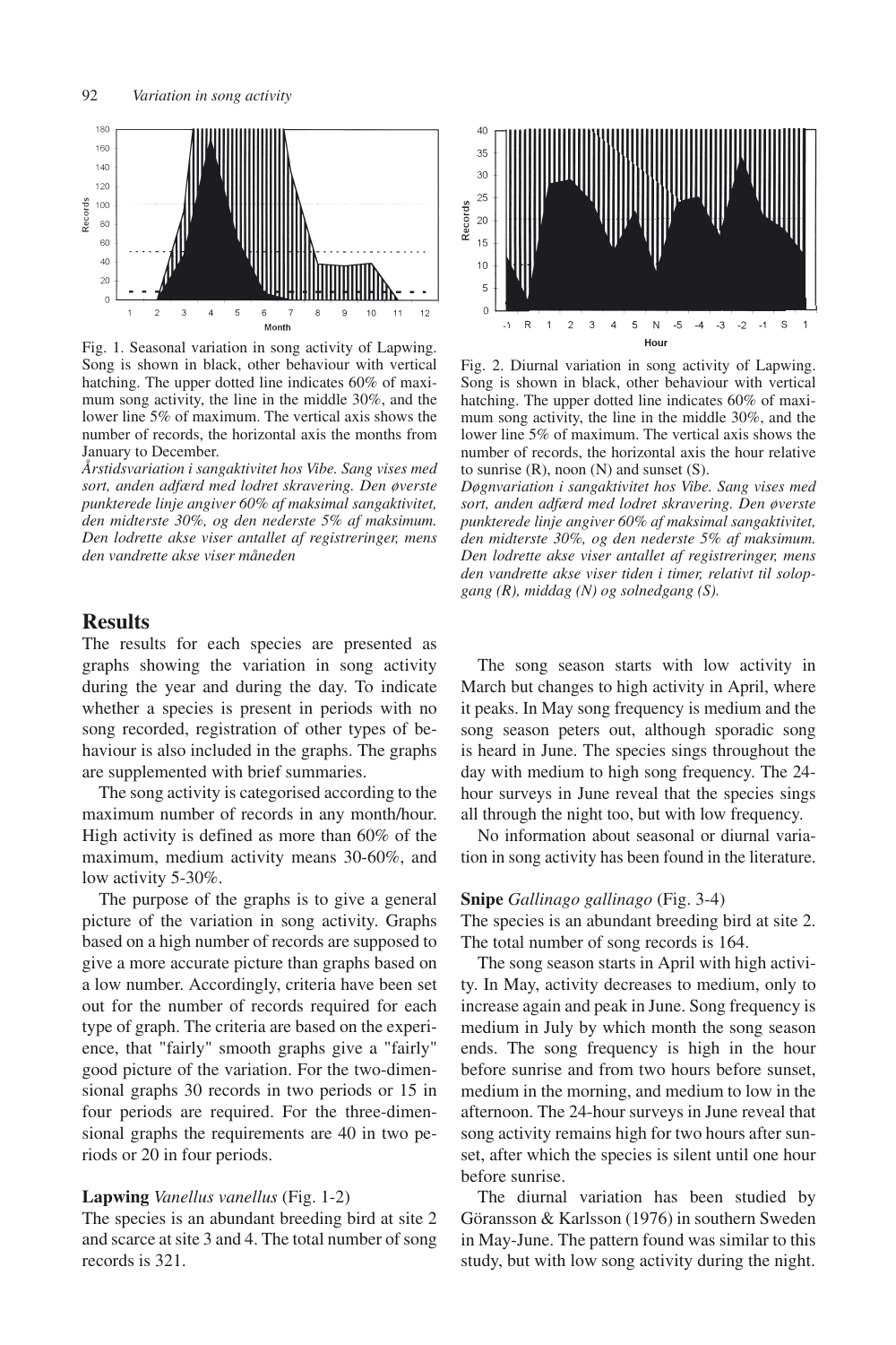Fig. 1. Seasonal variation in song activity of Lapwing. Song is shown in black, other behaviour with vertical hatching. The upper dotted line indicates 60% of maximum song activity, the line in the middle 30%, and the lower line 5% of maximum. The vertical axis shows the number of records, the horizontal axis the months from January to December.

*Årstidsvariation i sangaktivitet hos Vibe. Sang vises med sort, anden adfærd med lodret skravering. Den øverste punkterede linje angiver 60% af maksimal sangaktivitet, den midterste 30%, og den nederste 5% af maksimum. Den lodrette akse viser antallet af registreringer, mens den vandrette akse viser måneden*

Fig. 2. Diurnal variation in song activity of Lapwing. Song is shown in black, other behaviour with vertical hatching. The upper dotted line indicates 60% of maximum song activity, the line in the middle 30%, and the lower line 5% of maximum. The vertical axis shows the number of records, the horizontal axis the hour relative to sunrise (R), noon (N) and sunset (S).

*Døgnvariation i sangaktivitet hos Vibe. Sang vises med sort, anden adfærd med lodret skravering. Den øverste punkterede linje angiver 60% af maksimal sangaktivitet, den midterste 30%, og den nederste 5% af maksimum. Den lodrette akse viser antallet af registreringer, mens den vandrette akse viser tiden i timer, relativt til solopgang (R), middag (N) og solnedgang (S).*

## Results

The results for each species are presented as graphs showing the variation in song activity during the year and during the day. To indicate whether a species is present in periods with no song recorded, registration of other types of behaviour is also included in the graphs. The graphs are supplemented with brief summaries.

The song activity is categorised according to the maximum number of records in any month/hour. High activity is defined as more than 60% of the maximum, medium activity means 30-60%, and low activity 5-30%.

The purpose of the graphs is to give a general picture of the variation in song activity. Graphs based on a high number of records are supposed to give a more accurate picture than graphs based on a low number. Accordingly, criteria have been set out for the number of records required for each type of graph. The criteria are based on the experience, that "fairly" smooth graphs give a "fairly" good picture of the variation. For the two-dimensional graphs 30 records in two periods or 15 in four periods are required. For the three-dimensional graphs the requirements are 40 in two periods or 20 in four periods.

**Lapwing** *Vanellus vanellus* (Fig. 1-2)
The species is an abundant breeding bird at site 2 and scarce at site 3 and 4. The total number of song records is 321.

The song season starts with low activity in March but changes to high activity in April, where it peaks. In May song frequency is medium and the song season peters out, although sporadic song is heard in June. The species sings throughout the day with medium to high song frequency. The 24-hour surveys in June reveal that the species sings all through the night too, but with low frequency.

No information about seasonal or diurnal variation in song activity has been found in the literature.

**Snipe** *Gallinago gallinago* (Fig. 3-4)
The species is an abundant breeding bird at site 2. The total number of song records is 164.

The song season starts in April with high activity. In May, activity decreases to medium, only to increase again and peak in June. Song frequency is medium in July by which month the song season ends. The song frequency is high in the hour before sunrise and from two hours before sunset, medium in the morning, and medium to low in the afternoon. The 24-hour surveys in June reveal that song activity remains high for two hours after sunset, after which the species is silent until one hour before sunrise.

The diurnal variation has been studied by Göransson & Karlsson (1976) in southern Sweden in May-June. The pattern found was similar to this study, but with low song activity during the night.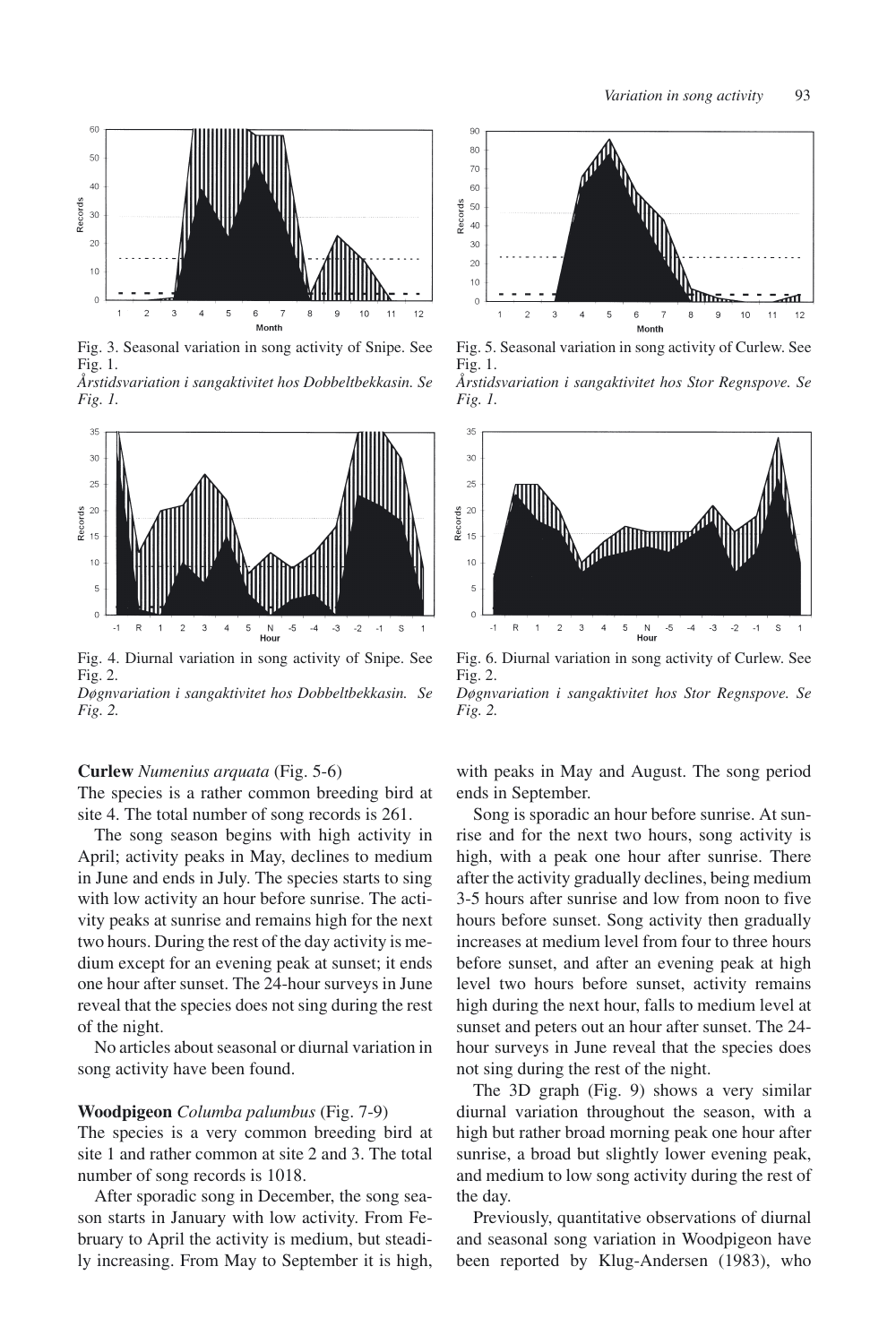Fig. 3. Seasonal variation in song activity of Snipe. See Fig. 1.
*Årstidsvariation i sangaktivitet hos Dobbeltbekkasin. Se Fig. 1.*

Fig. 4. Diurnal variation in song activity of Snipe. See Fig. 2.
*Døgnvariation i sangaktivitet hos Dobbeltbekkasin. Se Fig. 2.*

Fig. 5. Seasonal variation in song activity of Curlew. See Fig. 1.
*Årstidsvariation i sangaktivitet hos Stor Regnspove. Se Fig. 1.*

Fig. 6. Diurnal variation in song activity of Curlew. See Fig. 2.
*Døgnvariation i sangaktivitet hos Stor Regnspove. Se Fig. 2.*

**Curlew** *Numenius arquata* (Fig. 5-6)
The species is a rather common breeding bird at site 4. The total number of song records is 261.

The song season begins with high activity in April; activity peaks in May, declines to medium in June and ends in July. The species starts to sing with low activity an hour before sunrise. The activity peaks at sunrise and remains high for the next two hours. During the rest of the day activity is medium except for an evening peak at sunset; it ends one hour after sunset. The 24-hour surveys in June reveal that the species does not sing during the rest of the night.

No articles about seasonal or diurnal variation in song activity have been found.

**Woodpigeon** *Columba palumbus* (Fig. 7-9)
The species is a very common breeding bird at site 1 and rather common at site 2 and 3. The total number of song records is 1018.

After sporadic song in December, the song season starts in January with low activity. From February to April the activity is medium, but steadily increasing. From May to September it is high, with peaks in May and August. The song period ends in September.

Song is sporadic an hour before sunrise. At sunrise and for the next two hours, song activity is high, with a peak one hour after sunrise. There after the activity gradually declines, being medium 3-5 hours after sunrise and low from noon to five hours before sunset. Song activity then gradually increases at medium level from four to three hours before sunset, and after an evening peak at high level two hours before sunset, activity remains high during the next hour, falls to medium level at sunset and peters out an hour after sunset. The 24-hour surveys in June reveal that the species does not sing during the rest of the night.

The 3D graph (Fig. 9) shows a very similar diurnal variation throughout the season, with a high but rather broad morning peak one hour after sunrise, a broad but slightly lower evening peak, and medium to low song activity during the rest of the day.

Previously, quantitative observations of diurnal and seasonal song variation in Woodpigeon have been reported by Klug-Andersen (1983), who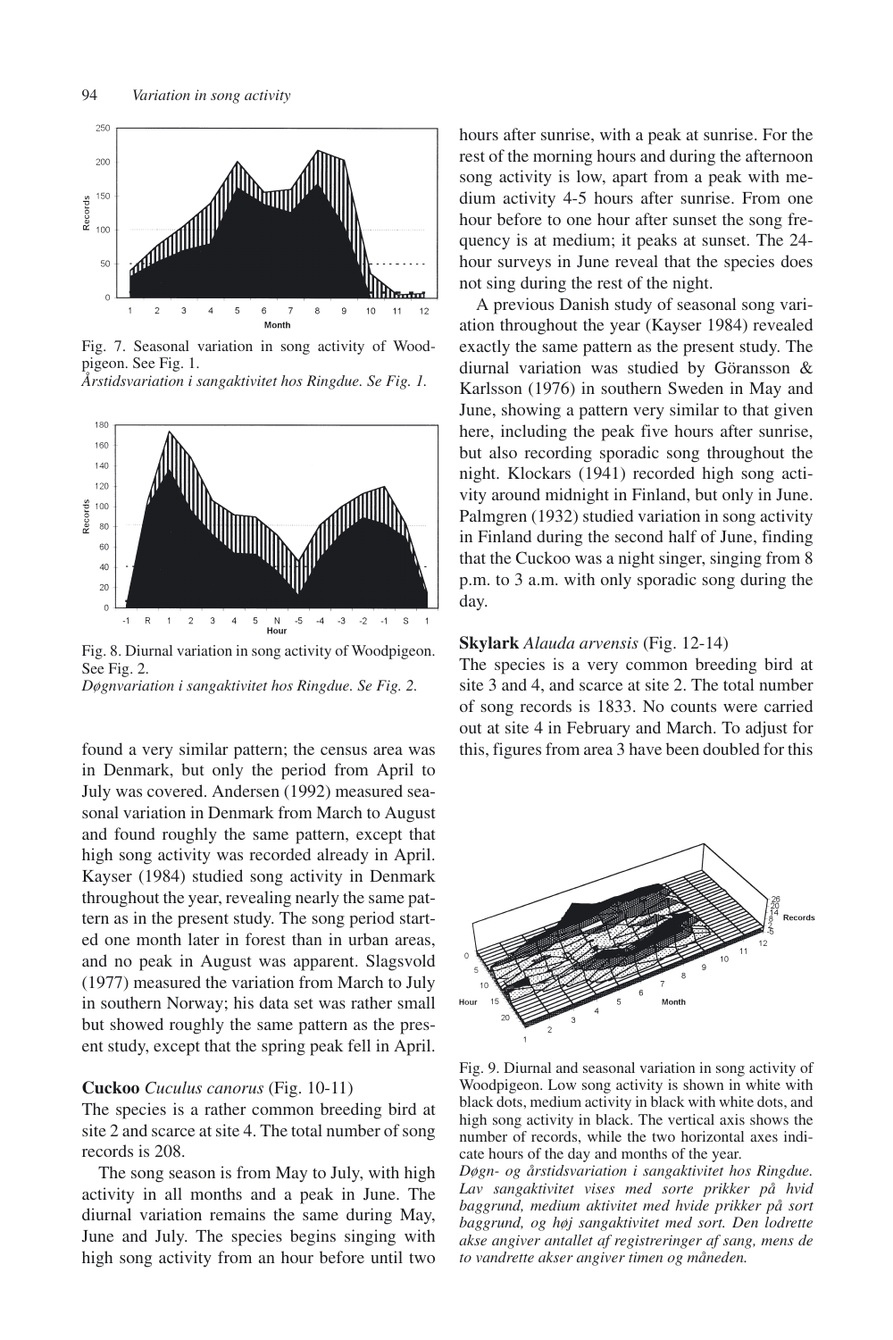Fig. 7. Seasonal variation in song activity of Woodpigeon. See Fig. 1.
*Årstidsvariation i sangaktivitet hos Ringdue. Se Fig. 1.*

Fig. 8. Diurnal variation in song activity of Woodpigeon. See Fig. 2.
*Døgnvariation i sangaktivitet hos Ringdue. Se Fig. 2.*

found a very similar pattern; the census area was in Denmark, but only the period from April to July was covered. Andersen (1992) measured seasonal variation in Denmark from March to August and found roughly the same pattern, except that high song activity was recorded already in April. Kayser (1984) studied song activity in Denmark throughout the year, revealing nearly the same pattern as in the present study. The song period started one month later in forest than in urban areas, and no peak in August was apparent. Slagsvold (1977) measured the variation from March to July in southern Norway; his data set was rather small but showed roughly the same pattern as the present study, except that the spring peak fell in April.

**Cuckoo** *Cuculus canorus* (Fig. 10-11)
The species is a rather common breeding bird at site 2 and scarce at site 4. The total number of song records is 208.

The song season is from May to July, with high activity in all months and a peak in June. The diurnal variation remains the same during May, June and July. The species begins singing with high song activity from an hour before until two hours after sunrise, with a peak at sunrise. For the rest of the morning hours and during the afternoon song activity is low, apart from a peak with medium activity 4-5 hours after sunrise. From one hour before to one hour after sunset the song frequency is at medium; it peaks at sunset. The 24-hour surveys in June reveal that the species does not sing during the rest of the night.

A previous Danish study of seasonal song variation throughout the year (Kayser 1984) revealed exactly the same pattern as the present study. The diurnal variation was studied by Göransson & Karlsson (1976) in southern Sweden in May and June, showing a pattern very similar to that given here, including the peak five hours after sunrise, but also recording sporadic song throughout the night. Klockars (1941) recorded high song activity around midnight in Finland, but only in June. Palmgren (1932) studied variation in song activity in Finland during the second half of June, finding that the Cuckoo was a night singer, singing from 8 p.m. to 3 a.m. with only sporadic song during the day.

**Skylark** *Alauda arvensis* (Fig. 12-14)
The species is a very common breeding bird at site 3 and 4, and scarce at site 2. The total number of song records is 1833. No counts were carried out at site 4 in February and March. To adjust for this, figures from area 3 have been doubled for this

Fig. 9. Diurnal and seasonal variation in song activity of Woodpigeon. Low song activity is shown in white with black dots, medium activity in black with white dots, and high song activity in black. The vertical axis shows the number of records, while the two horizontal axes indicate hours of the day and months of the year.
*Døgn- og årstidsvariation i sangaktivitet hos Ringdue. Lav sangaktivitet vises med sorte prikker på hvid baggrund, medium aktivitet med hvide prikker på sort baggrund, og høj sangaktivitet med sort. Den lodrette akse angiver antallet af registreringer af sang, mens de to vandrette akser angiver timen og måneden.*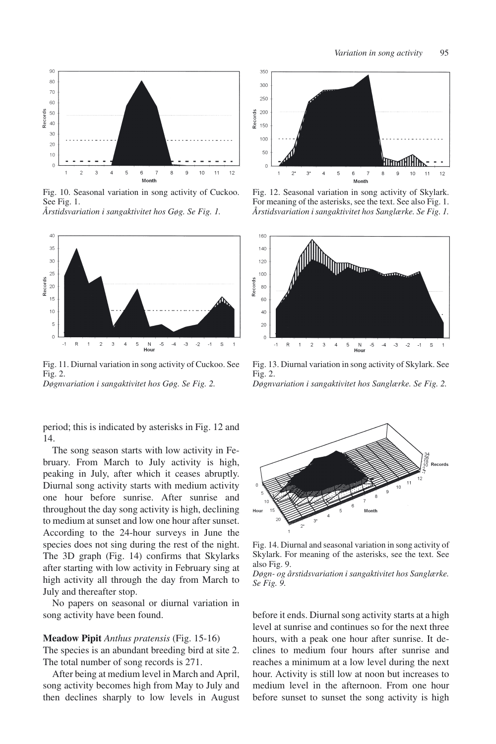Fig. 10. Seasonal variation in song activity of Cuckoo. See Fig. 1.
*Årstidsvariation i sangaktivitet hos Gøg. Se Fig. 1.*

Fig. 12. Seasonal variation in song activity of Skylark. For meaning of the asterisks, see the text. See also Fig. 1.
*Årstidsvariation i sangaktivitet hos Sanglærke. Se Fig. 1.*

Fig. 11. Diurnal variation in song activity of Cuckoo. See Fig. 2.
*Døgnvariation i sangaktivitet hos Gøg. Se Fig. 2.*

Fig. 13. Diurnal variation in song activity of Skylark. See Fig. 2.
*Døgnvariation i sangaktivitet hos Sanglærke. Se Fig. 2.*

period; this is indicated by asterisks in Fig. 12 and 14.

The song season starts with low activity in February. From March to July activity is high, peaking in July, after which it ceases abruptly. Diurnal song activity starts with medium activity one hour before sunrise. After sunrise and throughout the day song activity is high, declining to medium at sunset and low one hour after sunset. According to the 24-hour surveys in June the species does not sing during the rest of the night. The 3D graph (Fig. 14) confirms that Skylarks after starting with low activity in February sing at high activity all through the day from March to July and thereafter stop.

No papers on seasonal or diurnal variation in song activity have been found.

Fig. 14. Diurnal and seasonal variation in song activity of Skylark. For meaning of the asterisks, see the text. See also Fig. 9.
*Døgn- og årstidsvariation i sangaktivitet hos Sanglærke. Se Fig. 9.*

**Meadow Pipit** *Anthus pratensis* (Fig. 15-16)
The species is an abundant breeding bird at site 2. The total number of song records is 271.

After being at medium level in March and April, song activity becomes high from May to July and then declines sharply to low levels in August before it ends. Diurnal song activity starts at a high level at sunrise and continues so for the next three hours, with a peak one hour after sunrise. It declines to medium four hours after sunrise and reaches a minimum at a low level during the next hour. Activity is still low at noon but increases to medium level in the afternoon. From one hour before sunset to sunset the song activity is high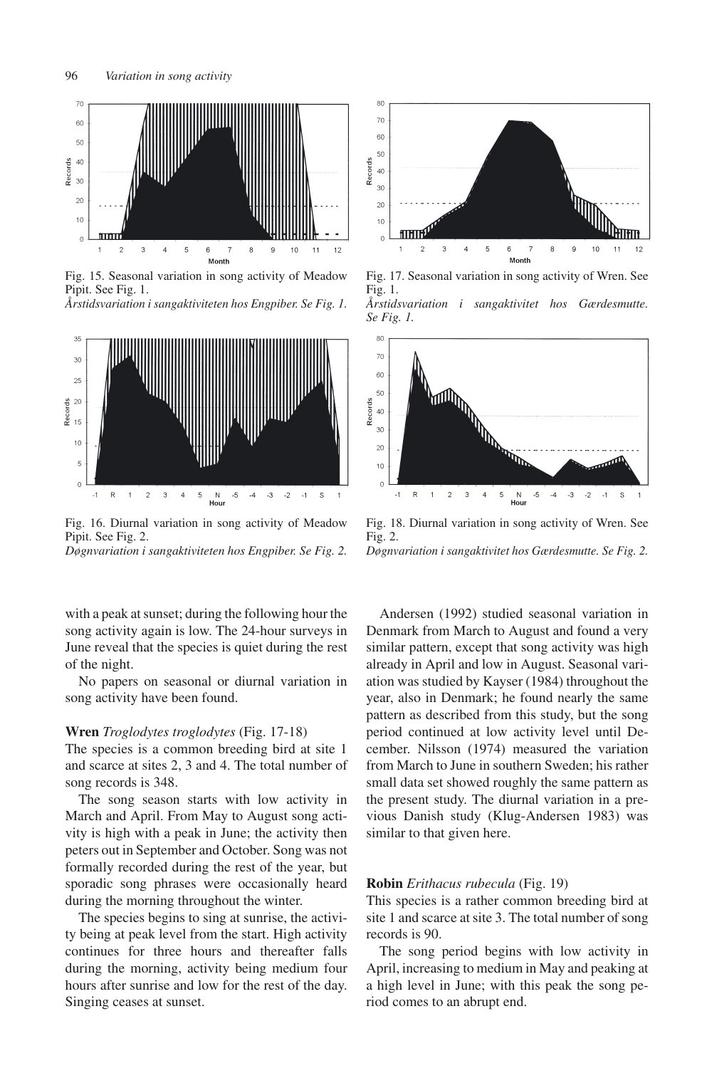Fig. 15. Seasonal variation in song activity of Meadow Pipit. See Fig. 1.
*Årstidsvariation i sangaktiviteten hos Engpiber. Se Fig. 1.*

Fig. 17. Seasonal variation in song activity of Wren. See Fig. 1.
*Årstidsvariation i sangaktivitet hos Gærdesmutte. Se Fig. 1.*

Fig. 16. Diurnal variation in song activity of Meadow Pipit. See Fig. 2.
*Døgnvariation i sangaktiviteten hos Engpiber. Se Fig. 2.*

Fig. 18. Diurnal variation in song activity of Wren. See Fig. 2.
*Døgnvariation i sangaktivitet hos Gærdesmutte. Se Fig. 2.*

with a peak at sunset; during the following hour the song activity again is low. The 24-hour surveys in June reveal that the species is quiet during the rest of the night.

No papers on seasonal or diurnal variation in song activity have been found.

**Wren** *Troglodytes troglodytes* (Fig. 17-18)
The species is a common breeding bird at site 1 and scarce at sites 2, 3 and 4. The total number of song records is 348.

The song season starts with low activity in March and April. From May to August song activity is high with a peak in June; the activity then peters out in September and October. Song was not formally recorded during the rest of the year, but sporadic song phrases were occasionally heard during the morning throughout the winter.

The species begins to sing at sunrise, the activity being at peak level from the start. High activity continues for three hours and thereafter falls during the morning, activity being medium four hours after sunrise and low for the rest of the day. Singing ceases at sunset.

Andersen (1992) studied seasonal variation in Denmark from March to August and found a very similar pattern, except that song activity was high already in April and low in August. Seasonal variation was studied by Kayser (1984) throughout the year, also in Denmark; he found nearly the same pattern as described from this study, but the song period continued at low activity level until December. Nilsson (1974) measured the variation from March to June in southern Sweden; his rather small data set showed roughly the same pattern as the present study. The diurnal variation in a previous Danish study (Klug-Andersen 1983) was similar to that given here.

**Robin** *Erithacus rubecula* (Fig. 19)
This species is a rather common breeding bird at site 1 and scarce at site 3. The total number of song records is 90.

The song period begins with low activity in April, increasing to medium in May and peaking at a high level in June; with this peak the song period comes to an abrupt end.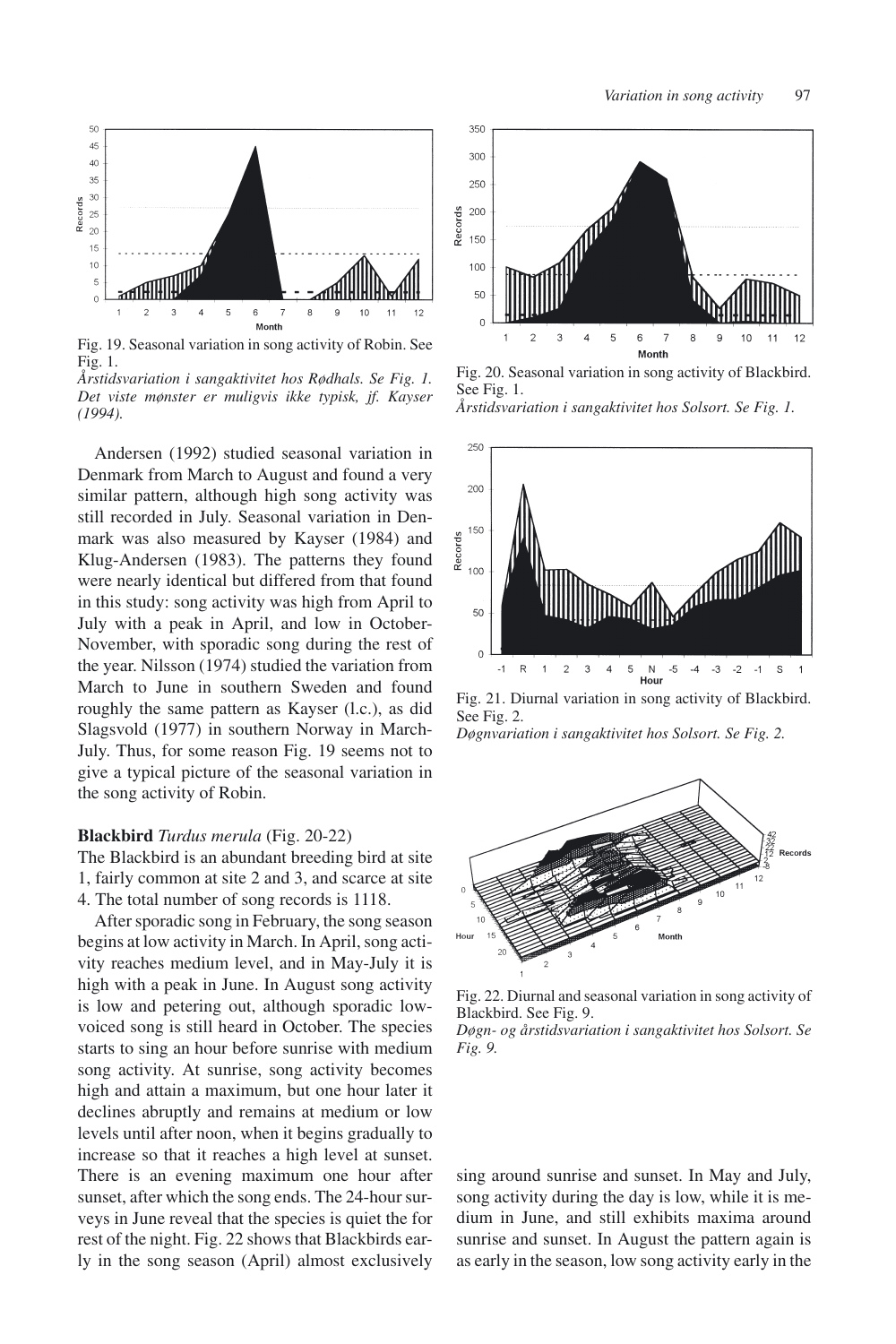Fig. 19. Seasonal variation in song activity of Robin. See Fig. 1.
*Årstidsvariation i sangaktivitet hos Rødhals. Se Fig. 1. Det viste mønster er muligvis ikke typisk, jf. Kayser (1994).*

Andersen (1992) studied seasonal variation in Denmark from March to August and found a very similar pattern, although high song activity was still recorded in July. Seasonal variation in Denmark was also measured by Kayser (1984) and Klug-Andersen (1983). The patterns they found were nearly identical but differed from that found in this study: song activity was high from April to July with a peak in April, and low in October-November, with sporadic song during the rest of the year. Nilsson (1974) studied the variation from March to June in southern Sweden and found roughly the same pattern as Kayser (l.c.), as did Slagsvold (1977) in southern Norway in March-July. Thus, for some reason Fig. 19 seems not to give a typical picture of the seasonal variation in the song activity of Robin.

### Blackbird *Turdus merula* (Fig. 20-22)

The Blackbird is an abundant breeding bird at site 1, fairly common at site 2 and 3, and scarce at site 4. The total number of song records is 1118.

After sporadic song in February, the song season begins at low activity in March. In April, song activity reaches medium level, and in May-July it is high with a peak in June. In August song activity is low and petering out, although sporadic low-voiced song is still heard in October. The species starts to sing an hour before sunrise with medium song activity. At sunrise, song activity becomes high and attain a maximum, but one hour later it declines abruptly and remains at medium or low levels until after noon, when it begins gradually to increase so that it reaches a high level at sunset. There is an evening maximum one hour after sunset, after which the song ends. The 24-hour surveys in June reveal that the species is quiet the for rest of the night. Fig. 22 shows that Blackbirds early in the song season (April) almost exclusively sing around sunrise and sunset. In May and July, song activity during the day is low, while it is medium in June, and still exhibits maxima around sunrise and sunset. In August the pattern again is as early in the season, low song activity early in the

Fig. 20. Seasonal variation in song activity of Blackbird. See Fig. 1.
*Årstidsvariation i sangaktivitet hos Solsort. Se Fig. 1.*

Fig. 21. Diurnal variation in song activity of Blackbird. See Fig. 2.
*Døgnvariation i sangaktivitet hos Solsort. Se Fig. 2.*

Fig. 22. Diurnal and seasonal variation in song activity of Blackbird. See Fig. 9.
*Døgn- og årstidsvariation i sangaktivitet hos Solsort. Se Fig. 9.*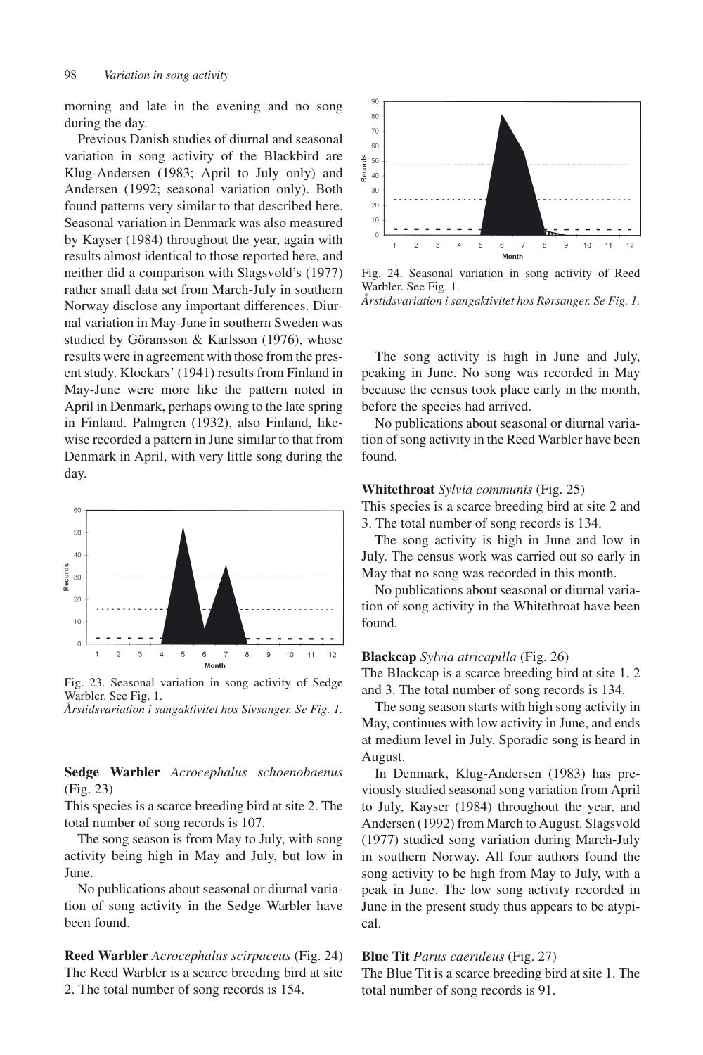morning and late in the evening and no song during the day.

Previous Danish studies of diurnal and seasonal variation in song activity of the Blackbird are Klug-Andersen (1983; April to July only) and Andersen (1992; seasonal variation only). Both found patterns very similar to that described here. Seasonal variation in Denmark was also measured by Kayser (1984) throughout the year, again with results almost identical to those reported here, and neither did a comparison with Slagsvold's (1977) rather small data set from March-July in southern Norway disclose any important differences. Diurnal variation in May-June in southern Sweden was studied by Göransson & Karlsson (1976), whose results were in agreement with those from the present study. Klockars' (1941) results from Finland in May-June were more like the pattern noted in April in Denmark, perhaps owing to the late spring in Finland. Palmgren (1932), also Finland, likewise recorded a pattern in June similar to that from Denmark in April, with very little song during the day.

Fig. 23. Seasonal variation in song activity of Sedge Warbler. See Fig. 1.
*Årstidsvariation i sangaktivitet hos Sivsanger. Se Fig. 1.*

**Sedge Warbler** *Acrocephalus schoenobaenus* (Fig. 23)
This species is a scarce breeding bird at site 2. The total number of song records is 107.

The song season is from May to July, with song activity being high in May and July, but low in June.

No publications about seasonal or diurnal variation of song activity in the Sedge Warbler have been found.

**Reed Warbler** *Acrocephalus scirpaceus* (Fig. 24)
The Reed Warbler is a scarce breeding bird at site 2. The total number of song records is 154.

Fig. 24. Seasonal variation in song activity of Reed Warbler. See Fig. 1.
*Årstidsvariation i sangaktivitet hos Rørsanger. Se Fig. 1.*

The song activity is high in June and July, peaking in June. No song was recorded in May because the census took place early in the month, before the species had arrived.

No publications about seasonal or diurnal variation of song activity in the Reed Warbler have been found.

**Whitethroat** *Sylvia communis* (Fig. 25)
This species is a scarce breeding bird at site 2 and 3. The total number of song records is 134.

The song activity is high in June and low in July. The census work was carried out so early in May that no song was recorded in this month.

No publications about seasonal or diurnal variation of song activity in the Whitethroat have been found.

**Blackcap** *Sylvia atricapilla* (Fig. 26)
The Blackcap is a scarce breeding bird at site 1, 2 and 3. The total number of song records is 134.

The song season starts with high song activity in May, continues with low activity in June, and ends at medium level in July. Sporadic song is heard in August.

In Denmark, Klug-Andersen (1983) has previously studied seasonal song variation from April to July, Kayser (1984) throughout the year, and Andersen (1992) from March to August. Slagsvold (1977) studied song variation during March-July in southern Norway. All four authors found the song activity to be high from May to July, with a peak in June. The low song activity recorded in June in the present study thus appears to be atypical.

**Blue Tit** *Parus caeruleus* (Fig. 27)
The Blue Tit is a scarce breeding bird at site 1. The total number of song records is 91.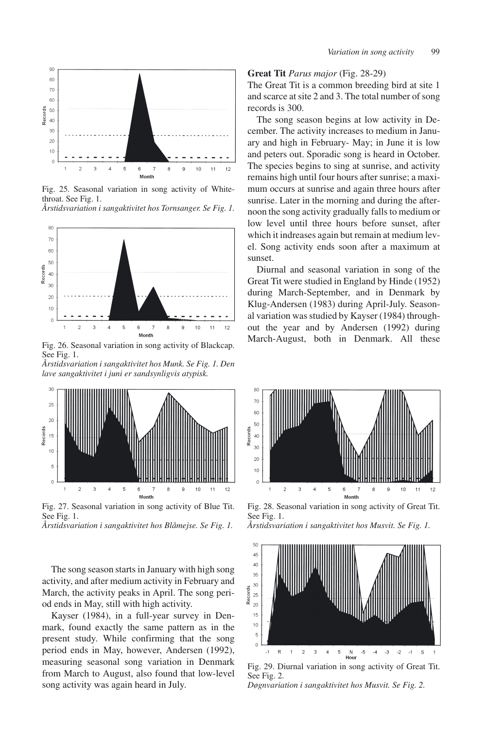Fig. 25. Seasonal variation in song activity of Whitethroat. See Fig. 1.
*Årstidsvariation i sangaktivitet hos Tornsanger. Se Fig. 1.*

Fig. 26. Seasonal variation in song activity of Blackcap. See Fig. 1.
*Årstidsvariation i sangaktivitet hos Munk. Se Fig. 1. Den lave sangaktivitet i juni er sandsynligvis atypisk.*

Fig. 27. Seasonal variation in song activity of Blue Tit. See Fig. 1.
*Årstidsvariation i sangaktivitet hos Blåmejse. Se Fig. 1.*

The song season starts in January with high song activity, and after medium activity in February and March, the activity peaks in April. The song period ends in May, still with high activity.

Kayser (1984), in a full-year survey in Denmark, found exactly the same pattern as in the present study. While confirming that the song period ends in May, however, Andersen (1992), measuring seasonal song variation in Denmark from March to August, also found that low-level song activity was again heard in July.

**Great Tit** *Parus major* (Fig. 28-29)
The Great Tit is a common breeding bird at site 1 and scarce at site 2 and 3. The total number of song records is 300.

The song season begins at low activity in December. The activity increases to medium in January and high in February- May; in June it is low and peters out. Sporadic song is heard in October. The species begins to sing at sunrise, and activity remains high until four hours after sunrise; a maximum occurs at sunrise and again three hours after sunrise. Later in the morning and during the afternoon the song activity gradually falls to medium or low level until three hours before sunset, after which it indreases again but remain at medium level. Song activity ends soon after a maximum at sunset.

Diurnal and seasonal variation in song of the Great Tit were studied in England by Hinde (1952) during March-September, and in Denmark by Klug-Andersen (1983) during April-July. Seasonal variation was studied by Kayser (1984) throughout the year and by Andersen (1992) during March-August, both in Denmark. All these

Fig. 28. Seasonal variation in song activity of Great Tit. See Fig. 1.
*Årstidsvariation i sangaktivitet hos Musvit. Se Fig. 1.*

Fig. 29. Diurnal variation in song activity of Great Tit. See Fig. 2.
*Døgnvariation i sangaktivitet hos Musvit. Se Fig. 2.*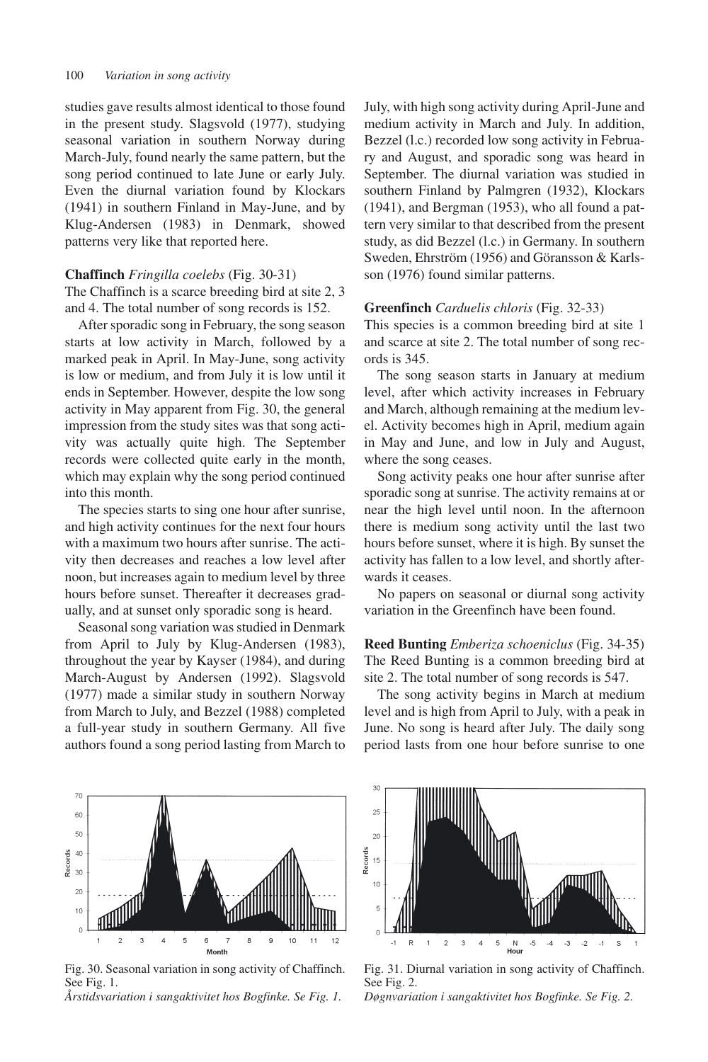studies gave results almost identical to those found in the present study. Slagsvold (1977), studying seasonal variation in southern Norway during March-July, found nearly the same pattern, but the song period continued to late June or early July. Even the diurnal variation found by Klockars (1941) in southern Finland in May-June, and by Klug-Andersen (1983) in Denmark, showed patterns very like that reported here.

**Chaffinch** *Fringilla coelebs* (Fig. 30-31)
The Chaffinch is a scarce breeding bird at site 2, 3 and 4. The total number of song records is 152.

After sporadic song in February, the song season starts at low activity in March, followed by a marked peak in April. In May-June, song activity is low or medium, and from July it is low until it ends in September. However, despite the low song activity in May apparent from Fig. 30, the general impression from the study sites was that song activity was actually quite high. The September records were collected quite early in the month, which may explain why the song period continued into this month.

The species starts to sing one hour after sunrise, and high activity continues for the next four hours with a maximum two hours after sunrise. The activity then decreases and reaches a low level after noon, but increases again to medium level by three hours before sunset. Thereafter it decreases gradually, and at sunset only sporadic song is heard.

Seasonal song variation was studied in Denmark from April to July by Klug-Andersen (1983), throughout the year by Kayser (1984), and during March-August by Andersen (1992). Slagsvold (1977) made a similar study in southern Norway from March to July, and Bezzel (1988) completed a full-year study in southern Germany. All five authors found a song period lasting from March to July, with high song activity during April-June and medium activity in March and July. In addition, Bezzel (l.c.) recorded low song activity in February and August, and sporadic song was heard in September. The diurnal variation was studied in southern Finland by Palmgren (1932), Klockars (1941), and Bergman (1953), who all found a pattern very similar to that described from the present study, as did Bezzel (l.c.) in Germany. In southern Sweden, Ehrström (1956) and Göransson & Karlsson (1976) found similar patterns.

**Greenfinch** *Carduelis chloris* (Fig. 32-33)
This species is a common breeding bird at site 1 and scarce at site 2. The total number of song records is 345.

The song season starts in January at medium level, after which activity increases in February and March, although remaining at the medium level. Activity becomes high in April, medium again in May and June, and low in July and August, where the song ceases.

Song activity peaks one hour after sunrise after sporadic song at sunrise. The activity remains at or near the high level until noon. In the afternoon there is medium song activity until the last two hours before sunset, where it is high. By sunset the activity has fallen to a low level, and shortly afterwards it ceases.

No papers on seasonal or diurnal song activity variation in the Greenfinch have been found.

**Reed Bunting** *Emberiza schoeniclus* (Fig. 34-35)
The Reed Bunting is a common breeding bird at site 2. The total number of song records is 547.

The song activity begins in March at medium level and is high from April to July, with a peak in June. No song is heard after July. The daily song period lasts from one hour before sunrise to one

Fig. 30. Seasonal variation in song activity of Chaffinch. See Fig. 1.
*Årstidsvariation i sangaktivitet hos Bogfinke. Se Fig. 1.*

Fig. 31. Diurnal variation in song activity of Chaffinch. See Fig. 2.
*Døgnvariation i sangaktivitet hos Bogfinke. Se Fig. 2.*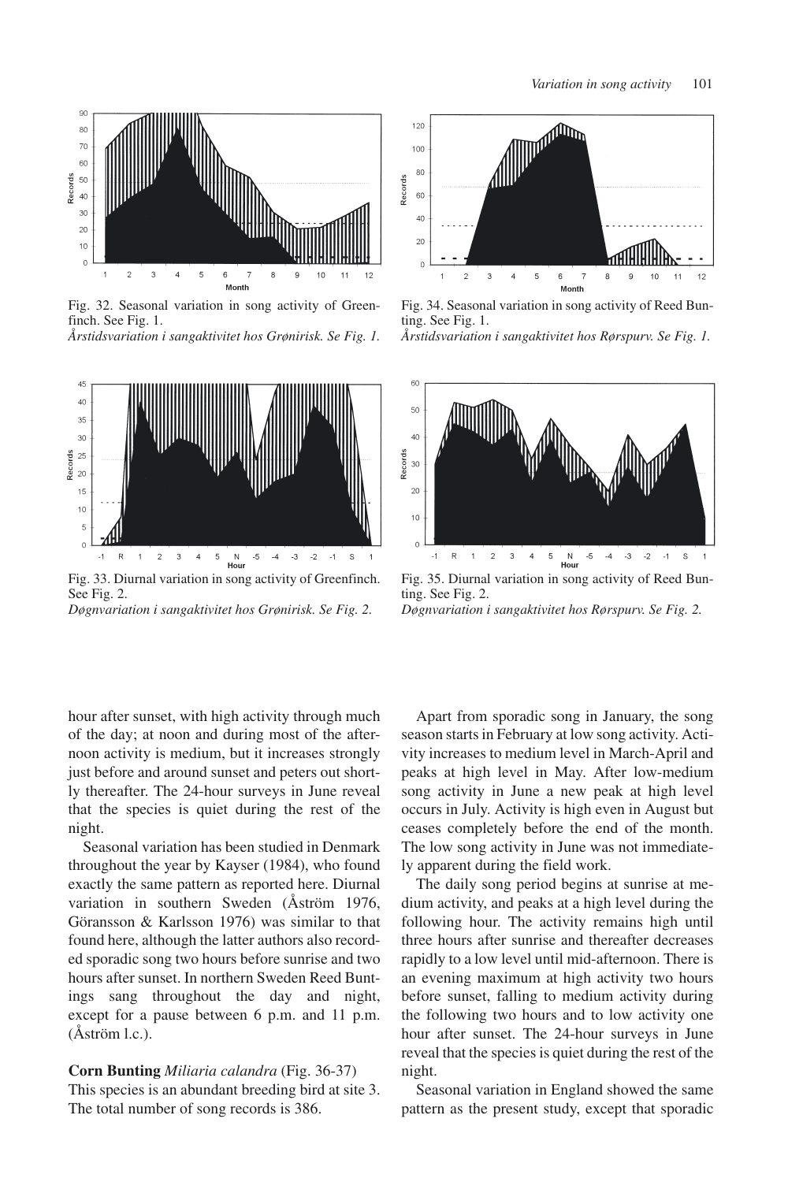Fig. 32. Seasonal variation in song activity of Greenfinch. See Fig. 1.
*Årstidsvariation i sangaktivitet hos Grønirisk. Se Fig. 1.*

Fig. 34. Seasonal variation in song activity of Reed Bunting. See Fig. 1.
*Årstidsvariation i sangaktivitet hos Rørspurv. Se Fig. 1.*

Fig. 33. Diurnal variation in song activity of Greenfinch. See Fig. 2.
*Døgnvariation i sangaktivitet hos Grønirisk. Se Fig. 2.*

Fig. 35. Diurnal variation in song activity of Reed Bunting. See Fig. 2.
*Døgnvariation i sangaktivitet hos Rørspurv. Se Fig. 2.*

hour after sunset, with high activity through much of the day; at noon and during most of the afternoon activity is medium, but it increases strongly just before and around sunset and peters out shortly thereafter. The 24-hour surveys in June reveal that the species is quiet during the rest of the night.

Seasonal variation has been studied in Denmark throughout the year by Kayser (1984), who found exactly the same pattern as reported here. Diurnal variation in southern Sweden (Åström 1976, Göransson & Karlsson 1976) was similar to that found here, although the latter authors also recorded sporadic song two hours before sunrise and two hours after sunset. In northern Sweden Reed Buntings sang throughout the day and night, except for a pause between 6 p.m. and 11 p.m. (Åström l.c.).

**Corn Bunting** *Miliaria calandra* (Fig. 36-37)
This species is an abundant breeding bird at site 3. The total number of song records is 386.

Apart from sporadic song in January, the song season starts in February at low song activity. Activity increases to medium level in March-April and peaks at high level in May. After low-medium song activity in June a new peak at high level occurs in July. Activity is high even in August but ceases completely before the end of the month. The low song activity in June was not immediately apparent during the field work.

The daily song period begins at sunrise at medium activity, and peaks at a high level during the following hour. The activity remains high until three hours after sunrise and thereafter decreases rapidly to a low level until mid-afternoon. There is an evening maximum at high activity two hours before sunset, falling to medium activity during the following two hours and to low activity one hour after sunset. The 24-hour surveys in June reveal that the species is quiet during the rest of the night.

Seasonal variation in England showed the same pattern as the present study, except that sporadic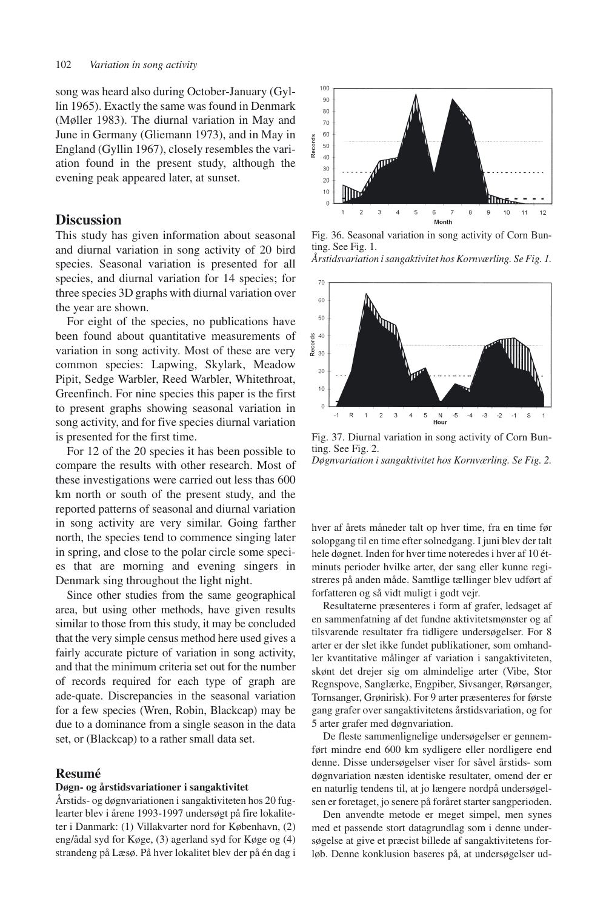song was heard also during October-January (Gyllin 1965). Exactly the same was found in Denmark (Møller 1983). The diurnal variation in May and June in Germany (Gliemann 1973), and in May in England (Gyllin 1967), closely resembles the variation found in the present study, although the evening peak appeared later, at sunset.

## Discussion

This study has given information about seasonal and diurnal variation in song activity of 20 bird species. Seasonal variation is presented for all species, and diurnal variation for 14 species; for three species 3D graphs with diurnal variation over the year are shown.

For eight of the species, no publications have been found about quantitative measurements of variation in song activity. Most of these are very common species: Lapwing, Skylark, Meadow Pipit, Sedge Warbler, Reed Warbler, Whitethroat, Greenfinch. For nine species this paper is the first to present graphs showing seasonal variation in song activity, and for five species diurnal variation is presented for the first time.

For 12 of the 20 species it has been possible to compare the results with other research. Most of these investigations were carried out less thas 600 km north or south of the present study, and the reported patterns of seasonal and diurnal variation in song activity are very similar. Going farther north, the species tend to commence singing later in spring, and close to the polar circle some species that are morning and evening singers in Denmark sing throughout the light night.

Since other studies from the same geographical area, but using other methods, have given results similar to those from this study, it may be concluded that the very simple census method here used gives a fairly accurate picture of variation in song activity, and that the minimum criteria set out for the number of records required for each type of graph are ade-quate. Discrepancies in the seasonal variation for a few species (Wren, Robin, Blackcap) may be due to a dominance from a single season in the data set, or (Blackcap) to a rather small data set.

Fig. 36. Seasonal variation in song activity of Corn Bunting. See Fig. 1.
*Årstidsvariation i sangaktivitet hos Kornværling. Se Fig. 1.*

Fig. 37. Diurnal variation in song activity of Corn Bunting. See Fig. 2.
*Døgnvariation i sangaktivitet hos Kornværling. Se Fig. 2.*

## Resumé

### Døgn- og årstidsvariationer i sangaktivitet

Årstids- og døgnvariationen i sangaktiviteten hos 20 fuglearter blev i årene 1993-1997 undersøgt på fire lokaliteter i Danmark: (1) Villakvarter nord for København, (2) eng/ådal syd for Køge, (3) agerland syd for Køge og (4) strandeng på Læsø. På hver lokalitet blev der på én dag i hver af årets måneder talt op hver time, fra en time før solopgang til en time efter solnedgang. I juni blev der talt hele døgnet. Inden for hver time noteredes i hver af 10 étminuts perioder hvilke arter, der sang eller kunne registreres på anden måde. Samtlige tællinger blev udført af forfatteren og så vidt muligt i godt vejr.

Resultaterne præsenteres i form af grafer, ledsaget af en sammenfatning af det fundne aktivitetsmønster og af tilsvarende resultater fra tidligere undersøgelser. For 8 arter er der slet ikke fundet publikationer, som omhandler kvantitative målinger af variation i sangaktiviteten, skønt det drejer sig om almindelige arter (Vibe, Stor Regnspove, Sanglærke, Engpiber, Sivsanger, Rørsanger, Tornsanger, Grønirisk). For 9 arter præsenteres for første gang grafer over sangaktivitetens årstidsvariation, og for 5 arter grafer med døgnvariation.

De fleste sammenlignelige undersøgelser er gennemført mindre end 600 km sydligere eller nordligere end denne. Disse undersøgelser viser for såvel årstids- som døgnvariation næsten identiske resultater, omend der er en naturlig tendens til, at jo længere nordpå undersøgelsen er foretaget, jo senere på foråret starter sangperioden.

Den anvendte metode er meget simpel, men synes med et passende stort datagrundlag som i denne undersøgelse at give et præcist billede af sangaktivitetens forløb. Denne konklusion baseres på, at undersøgelser ud-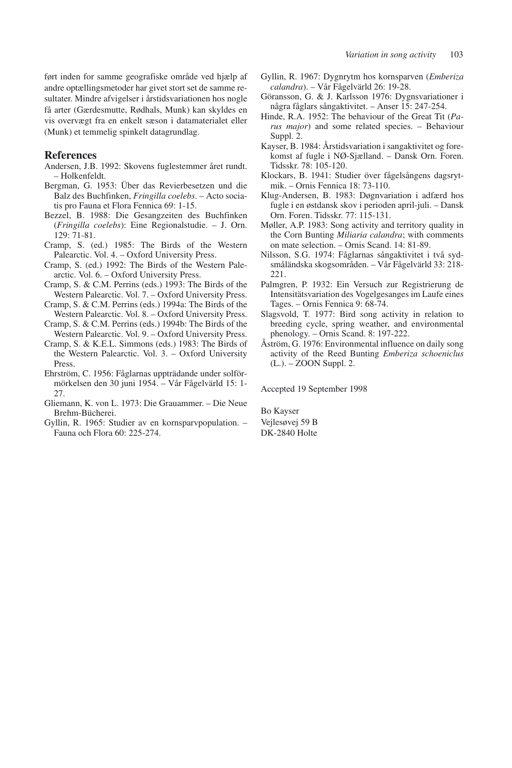ført inden for samme geografiske område ved hjælp af andre optællingsmetoder har givet stort set de samme resultater. Mindre afvigelser i årstidsvariationen hos nogle få arter (Gærdesmutte, Rødhals, Munk) kan skyldes en vis overvægt fra en enkelt sæson i datamaterialet eller (Munk) et temmelig spinkelt datagrundlag.

## References

Andersen, J.B. 1992: Skovens fuglestemmer året rundt. – Holkenfeldt.

Bergman, G. 1953: Über das Revierbesetzen und die Balz des Buchfinken, *Fringilla coelebs*. – Acto sociatis pro Fauna et Flora Fennica 69: 1-15.

Bezzel, B. 1988: Die Gesangzeiten des Buchfinken (*Fringilla coelebs*): Eine Regionalstudie. – J. Orn. 129: 71-81.

Cramp, S. (ed.) 1985: The Birds of the Western Palearctic. Vol. 4. – Oxford University Press.

Cramp, S. (ed.) 1992: The Birds of the Western Palearctic. Vol. 6. – Oxford University Press.

Cramp, S. & C.M. Perrins (eds.) 1993: The Birds of the Western Palearctic. Vol. 7. – Oxford University Press.

Cramp, S. & C.M. Perrins (eds.) 1994a: The Birds of the Western Palearctic. Vol. 8. – Oxford University Press.

Cramp, S. & C.M. Perrins (eds.) 1994b: The Birds of the Western Palearctic. Vol. 9. – Oxford University Press.

Cramp, S. & K.E.L. Simmons (eds.) 1983: The Birds of the Western Palearctic. Vol. 3. – Oxford University Press.

Ehrström, C. 1956: Fåglarnas uppträdande under solförmörkelsen den 30 juni 1954. – Vår Fågelvärld 15: 1-27.

Gliemann, K. von L. 1973: Die Grauammer. – Die Neue Brehm-Bücherei.

Gyllin, R. 1965: Studier av en kornsparvpopulation. – Fauna och Flora 60: 225-274.

Gyllin, R. 1967: Dygnrytm hos kornsparven (*Emberiza calandra*). – Vår Fågelvärld 26: 19-28.

Göransson, G. & J. Karlsson 1976: Dygnsvariationer i några fåglars sångaktivitet. – Anser 15: 247-254.

Hinde, R.A. 1952: The behaviour of the Great Tit (*Parus major*) and some related species. – Behaviour Suppl. 2.

Kayser, B. 1984: Årstidsvariation i sangaktivitet og forekomst af fugle i NØ-Sjælland. – Dansk Orn. Foren. Tidsskr. 78: 105-120.

Klockars, B. 1941: Studier över fågelsångens dagsrytmik. – Ornis Fennica 18: 73-110.

Klug-Andersen, B. 1983: Døgnvariation i adfærd hos fugle i en østdansk skov i perioden april-juli. – Dansk Orn. Foren. Tidsskr. 77: 115-131.

Møller, A.P. 1983: Song activity and territory quality in the Corn Bunting *Miliaria calandra*; with comments on mate selection. – Ornis Scand. 14: 81-89.

Nilsson, S.G. 1974: Fåglarnas sångaktivitet i två sydsmåländska skogsområden. – Vår Fågelvärld 33: 218-221.

Palmgren, P. 1932: Ein Versuch zur Registrierung de Intensitätsvariation des Vogelgesanges im Laufe eines Tages. – Ornis Fennica 9: 68-74.

Slagsvold, T. 1977: Bird song activity in relation to breeding cycle, spring weather, and environmental phenology. – Ornis Scand. 8: 197-222.

Åström, G. 1976: Environmental influence on daily song activity of the Reed Bunting *Emberiza schoeniclus* (L.). – ZOON Suppl. 2.

Accepted 19 September 1998

Bo Kayser
Vejlesøvej 59 B
DK-2840 Holte